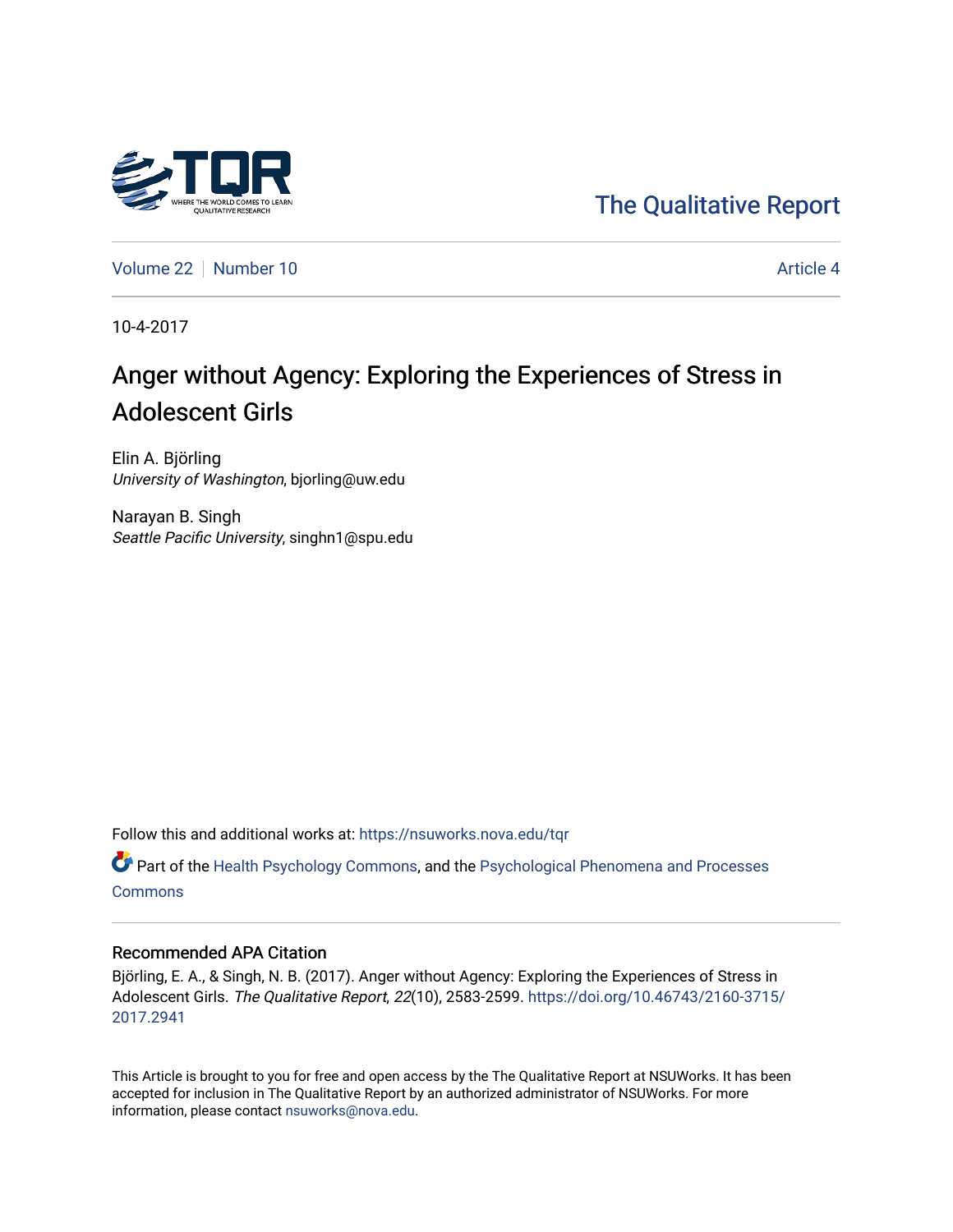The Qualitative Report

Volume 22 | Number 10 | Article 4

10-4-2017

# Anger without Agency: Exploring the Experiences of Stress in Adolescent Girls

Elin A. Björling
*University of Washington*, bjorling@uw.edu

Narayan B. Singh
*Seattle Pacific University*, singhn1@spu.edu

Follow this and additional works at: https://nsuworks.nova.edu/tqr

Part of the Health Psychology Commons, and the Psychological Phenomena and Processes Commons

## Recommended APA Citation

Björling, E. A., & Singh, N. B. (2017). Anger without Agency: Exploring the Experiences of Stress in Adolescent Girls. *The Qualitative Report*, *22*(10), 2583-2599. https://doi.org/10.46743/2160-3715/2017.2941

This Article is brought to you for free and open access by the The Qualitative Report at NSUWorks. It has been accepted for inclusion in The Qualitative Report by an authorized administrator of NSUWorks. For more information, please contact nsuworks@nova.edu.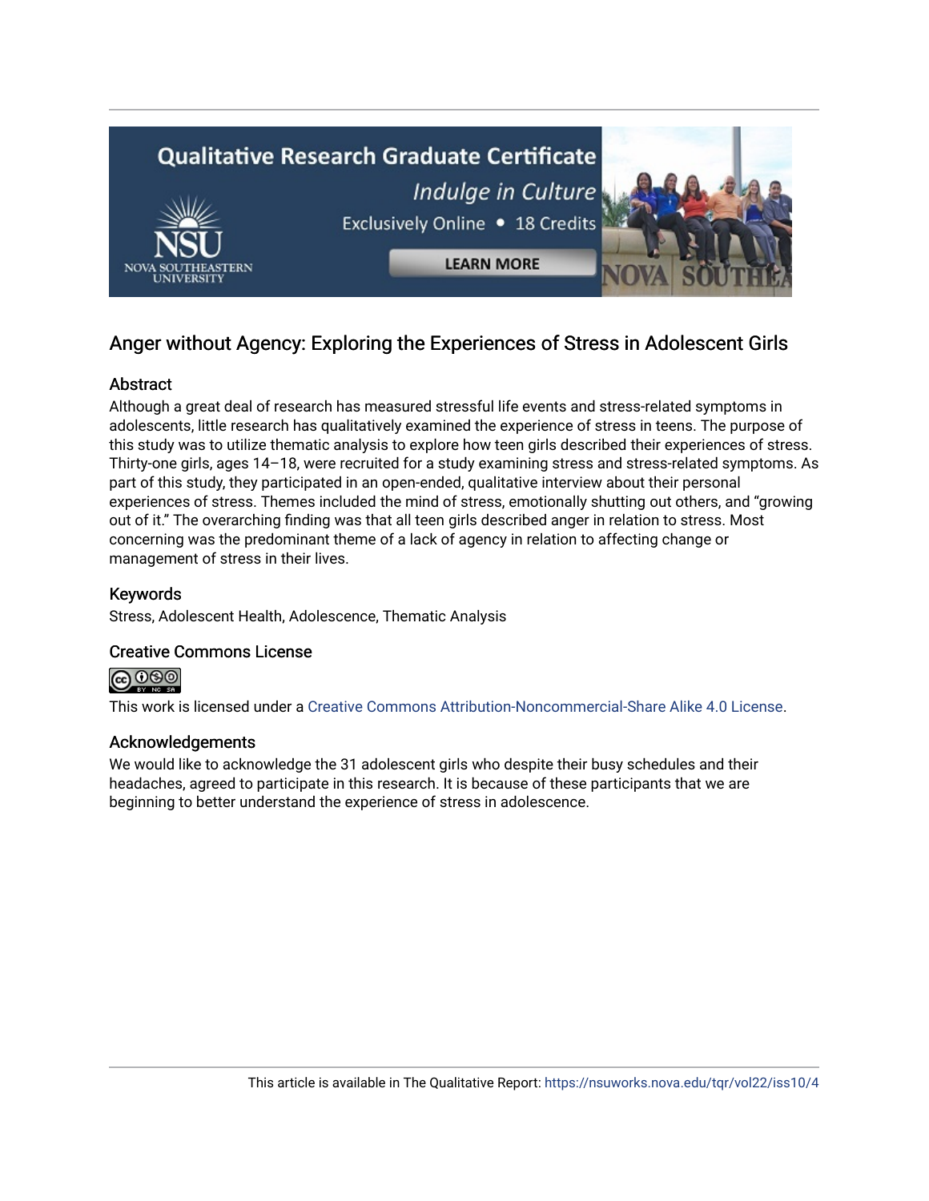## Anger without Agency: Exploring the Experiences of Stress in Adolescent Girls

### Abstract

Although a great deal of research has measured stressful life events and stress-related symptoms in adolescents, little research has qualitatively examined the experience of stress in teens. The purpose of this study was to utilize thematic analysis to explore how teen girls described their experiences of stress. Thirty-one girls, ages 14–18, were recruited for a study examining stress and stress-related symptoms. As part of this study, they participated in an open-ended, qualitative interview about their personal experiences of stress. Themes included the mind of stress, emotionally shutting out others, and "growing out of it." The overarching finding was that all teen girls described anger in relation to stress. Most concerning was the predominant theme of a lack of agency in relation to affecting change or management of stress in their lives.

### Keywords

Stress, Adolescent Health, Adolescence, Thematic Analysis

### Creative Commons License

This work is licensed under a Creative Commons Attribution-Noncommercial-Share Alike 4.0 License.

### Acknowledgements

We would like to acknowledge the 31 adolescent girls who despite their busy schedules and their headaches, agreed to participate in this research. It is because of these participants that we are beginning to better understand the experience of stress in adolescence.

This article is available in The Qualitative Report: https://nsuworks.nova.edu/tqr/vol22/iss10/4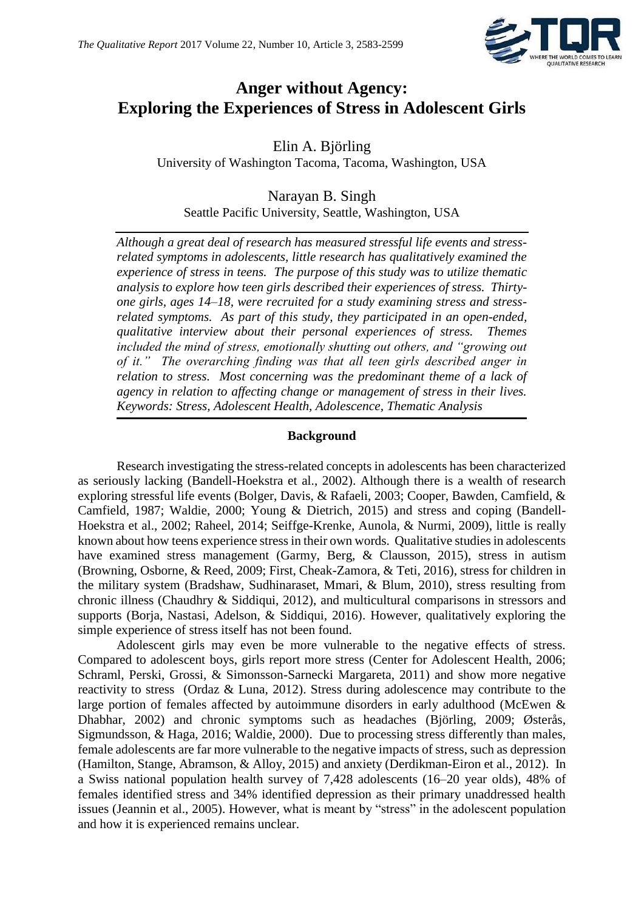# Anger without Agency: Exploring the Experiences of Stress in Adolescent Girls

Elin A. Björling
University of Washington Tacoma, Tacoma, Washington, USA

Narayan B. Singh
Seattle Pacific University, Seattle, Washington, USA

*Although a great deal of research has measured stressful life events and stress-related symptoms in adolescents, little research has qualitatively examined the experience of stress in teens. The purpose of this study was to utilize thematic analysis to explore how teen girls described their experiences of stress. Thirty-one girls, ages 14–18, were recruited for a study examining stress and stress-related symptoms. As part of this study, they participated in an open-ended, qualitative interview about their personal experiences of stress. Themes included the mind of stress, emotionally shutting out others, and "growing out of it." The overarching finding was that all teen girls described anger in relation to stress. Most concerning was the predominant theme of a lack of agency in relation to affecting change or management of stress in their lives. Keywords: Stress, Adolescent Health, Adolescence, Thematic Analysis*

## Background

Research investigating the stress-related concepts in adolescents has been characterized as seriously lacking (Bandell-Hoekstra et al., 2002). Although there is a wealth of research exploring stressful life events (Bolger, Davis, & Rafaeli, 2003; Cooper, Bawden, Camfield, & Camfield, 1987; Waldie, 2000; Young & Dietrich, 2015) and stress and coping (Bandell-Hoekstra et al., 2002; Raheel, 2014; Seiffge-Krenke, Aunola, & Nurmi, 2009), little is really known about how teens experience stress in their own words. Qualitative studies in adolescents have examined stress management (Garmy, Berg, & Clausson, 2015), stress in autism (Browning, Osborne, & Reed, 2009; First, Cheak-Zamora, & Teti, 2016), stress for children in the military system (Bradshaw, Sudhinaraset, Mmari, & Blum, 2010), stress resulting from chronic illness (Chaudhry & Siddiqui, 2012), and multicultural comparisons in stressors and supports (Borja, Nastasi, Adelson, & Siddiqui, 2016). However, qualitatively exploring the simple experience of stress itself has not been found.

Adolescent girls may even be more vulnerable to the negative effects of stress. Compared to adolescent boys, girls report more stress (Center for Adolescent Health, 2006; Schraml, Perski, Grossi, & Simonsson-Sarnecki Margareta, 2011) and show more negative reactivity to stress (Ordaz & Luna, 2012). Stress during adolescence may contribute to the large portion of females affected by autoimmune disorders in early adulthood (McEwen & Dhabhar, 2002) and chronic symptoms such as headaches (Björling, 2009; Østerås, Sigmundsson, & Haga, 2016; Waldie, 2000). Due to processing stress differently than males, female adolescents are far more vulnerable to the negative impacts of stress, such as depression (Hamilton, Stange, Abramson, & Alloy, 2015) and anxiety (Derdikman-Eiron et al., 2012). In a Swiss national population health survey of 7,428 adolescents (16–20 year olds), 48% of females identified stress and 34% identified depression as their primary unaddressed health issues (Jeannin et al., 2005). However, what is meant by "stress" in the adolescent population and how it is experienced remains unclear.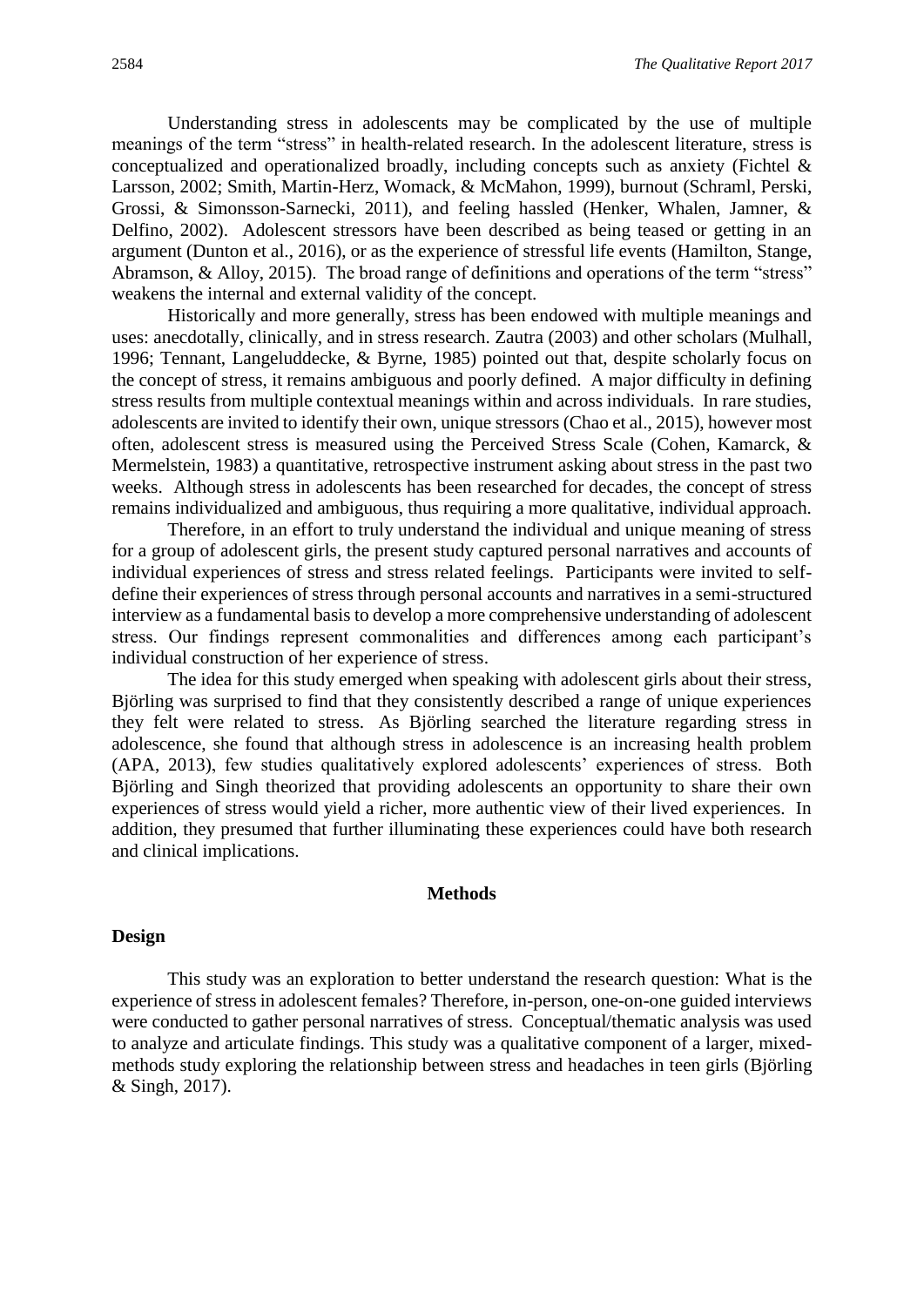Understanding stress in adolescents may be complicated by the use of multiple meanings of the term "stress" in health-related research. In the adolescent literature, stress is conceptualized and operationalized broadly, including concepts such as anxiety (Fichtel & Larsson, 2002; Smith, Martin-Herz, Womack, & McMahon, 1999), burnout (Schraml, Perski, Grossi, & Simonsson-Sarnecki, 2011), and feeling hassled (Henker, Whalen, Jamner, & Delfino, 2002). Adolescent stressors have been described as being teased or getting in an argument (Dunton et al., 2016), or as the experience of stressful life events (Hamilton, Stange, Abramson, & Alloy, 2015). The broad range of definitions and operations of the term "stress" weakens the internal and external validity of the concept.

Historically and more generally, stress has been endowed with multiple meanings and uses: anecdotally, clinically, and in stress research. Zautra (2003) and other scholars (Mulhall, 1996; Tennant, Langeluddecke, & Byrne, 1985) pointed out that, despite scholarly focus on the concept of stress, it remains ambiguous and poorly defined. A major difficulty in defining stress results from multiple contextual meanings within and across individuals. In rare studies, adolescents are invited to identify their own, unique stressors (Chao et al., 2015), however most often, adolescent stress is measured using the Perceived Stress Scale (Cohen, Kamarck, & Mermelstein, 1983) a quantitative, retrospective instrument asking about stress in the past two weeks. Although stress in adolescents has been researched for decades, the concept of stress remains individualized and ambiguous, thus requiring a more qualitative, individual approach.

Therefore, in an effort to truly understand the individual and unique meaning of stress for a group of adolescent girls, the present study captured personal narratives and accounts of individual experiences of stress and stress related feelings. Participants were invited to self-define their experiences of stress through personal accounts and narratives in a semi-structured interview as a fundamental basis to develop a more comprehensive understanding of adolescent stress. Our findings represent commonalities and differences among each participant's individual construction of her experience of stress.

The idea for this study emerged when speaking with adolescent girls about their stress, Björling was surprised to find that they consistently described a range of unique experiences they felt were related to stress. As Björling searched the literature regarding stress in adolescence, she found that although stress in adolescence is an increasing health problem (APA, 2013), few studies qualitatively explored adolescents' experiences of stress. Both Björling and Singh theorized that providing adolescents an opportunity to share their own experiences of stress would yield a richer, more authentic view of their lived experiences. In addition, they presumed that further illuminating these experiences could have both research and clinical implications.

## Methods

### Design

This study was an exploration to better understand the research question: What is the experience of stress in adolescent females? Therefore, in-person, one-on-one guided interviews were conducted to gather personal narratives of stress. Conceptual/thematic analysis was used to analyze and articulate findings. This study was a qualitative component of a larger, mixed-methods study exploring the relationship between stress and headaches in teen girls (Björling & Singh, 2017).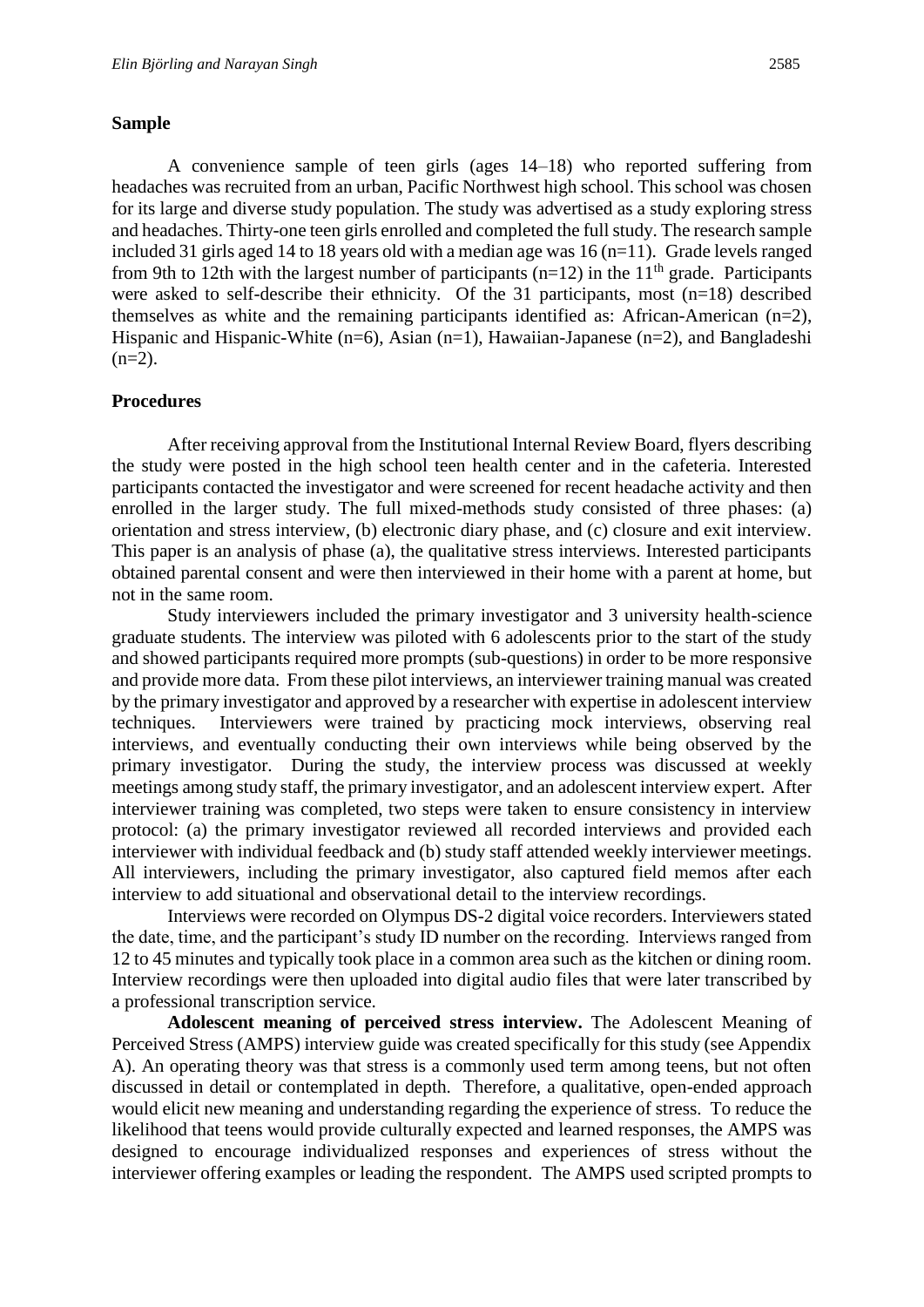## Sample

A convenience sample of teen girls (ages 14–18) who reported suffering from headaches was recruited from an urban, Pacific Northwest high school. This school was chosen for its large and diverse study population. The study was advertised as a study exploring stress and headaches. Thirty-one teen girls enrolled and completed the full study. The research sample included 31 girls aged 14 to 18 years old with a median age was 16 (n=11). Grade levels ranged from 9th to 12th with the largest number of participants (n=12) in the 11th grade. Participants were asked to self-describe their ethnicity. Of the 31 participants, most (n=18) described themselves as white and the remaining participants identified as: African-American (n=2), Hispanic and Hispanic-White (n=6), Asian (n=1), Hawaiian-Japanese (n=2), and Bangladeshi (n=2).

## Procedures

After receiving approval from the Institutional Internal Review Board, flyers describing the study were posted in the high school teen health center and in the cafeteria. Interested participants contacted the investigator and were screened for recent headache activity and then enrolled in the larger study. The full mixed-methods study consisted of three phases: (a) orientation and stress interview, (b) electronic diary phase, and (c) closure and exit interview. This paper is an analysis of phase (a), the qualitative stress interviews. Interested participants obtained parental consent and were then interviewed in their home with a parent at home, but not in the same room.

Study interviewers included the primary investigator and 3 university health-science graduate students. The interview was piloted with 6 adolescents prior to the start of the study and showed participants required more prompts (sub-questions) in order to be more responsive and provide more data. From these pilot interviews, an interviewer training manual was created by the primary investigator and approved by a researcher with expertise in adolescent interview techniques. Interviewers were trained by practicing mock interviews, observing real interviews, and eventually conducting their own interviews while being observed by the primary investigator. During the study, the interview process was discussed at weekly meetings among study staff, the primary investigator, and an adolescent interview expert. After interviewer training was completed, two steps were taken to ensure consistency in interview protocol: (a) the primary investigator reviewed all recorded interviews and provided each interviewer with individual feedback and (b) study staff attended weekly interviewer meetings. All interviewers, including the primary investigator, also captured field memos after each interview to add situational and observational detail to the interview recordings.

Interviews were recorded on Olympus DS-2 digital voice recorders. Interviewers stated the date, time, and the participant's study ID number on the recording. Interviews ranged from 12 to 45 minutes and typically took place in a common area such as the kitchen or dining room. Interview recordings were then uploaded into digital audio files that were later transcribed by a professional transcription service.

**Adolescent meaning of perceived stress interview.** The Adolescent Meaning of Perceived Stress (AMPS) interview guide was created specifically for this study (see Appendix A). An operating theory was that stress is a commonly used term among teens, but not often discussed in detail or contemplated in depth. Therefore, a qualitative, open-ended approach would elicit new meaning and understanding regarding the experience of stress. To reduce the likelihood that teens would provide culturally expected and learned responses, the AMPS was designed to encourage individualized responses and experiences of stress without the interviewer offering examples or leading the respondent. The AMPS used scripted prompts to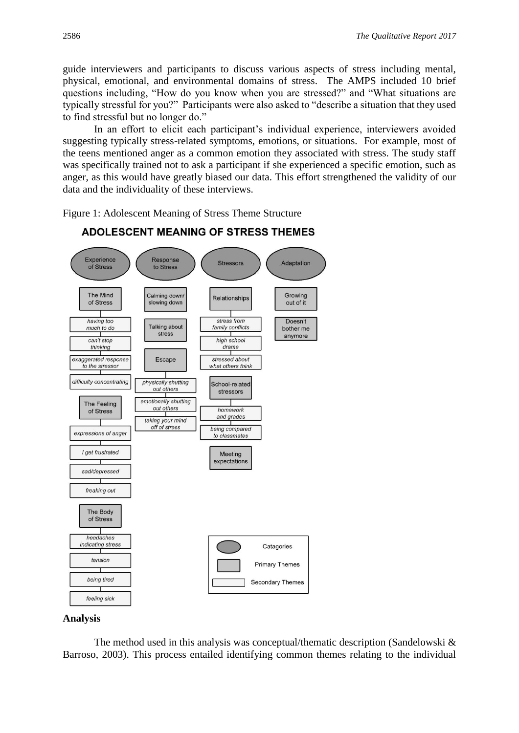guide interviewers and participants to discuss various aspects of stress including mental, physical, emotional, and environmental domains of stress. The AMPS included 10 brief questions including, "How do you know when you are stressed?" and "What situations are typically stressful for you?" Participants were also asked to "describe a situation that they used to find stressful but no longer do."

In an effort to elicit each participant's individual experience, interviewers avoided suggesting typically stress-related symptoms, emotions, or situations. For example, most of the teens mentioned anger as a common emotion they associated with stress. The study staff was specifically trained not to ask a participant if she experienced a specific emotion, such as anger, as this would have greatly biased our data. This effort strengthened the validity of our data and the individuality of these interviews.

Figure 1: Adolescent Meaning of Stress Theme Structure

**ADOLESCENT MEANING OF STRESS THEMES**

- **Experience of Stress**
  - The Mind of Stress
    - *having too much to do*
    - *can't stop thinking*
    - *exaggerated response to the stressor*
    - *difficulty concentrating*
  - The Feeling of Stress
    - *expressions of anger*
    - *I get frustrated*
    - *sad/depressed*
    - *freaking out*
  - The Body of Stress
    - *headaches indicating stress*
    - *tension*
    - *being tired*
    - *feeling sick*
- **Response to Stress**
  - Calming down/ slowing down
  - Talking about stress
  - Escape
    - *physically shutting out others*
    - *emotionally shutting out others*
    - *taking your mind off of stress*
- **Stressors**
  - Relationships
    - *stress from family conflicts*
    - *high school drama*
    - *stressed about what others think*
  - School-related stressors
    - *homework and grades*
    - *being compared to classmates*
  - Meeting expectations
- **Adaptation**
  - Growing out of it
  - Doesn't bother me anymore

Legend: Catagories (oval); Primary Themes (shaded box); Secondary Themes (white box)

### Analysis

The method used in this analysis was conceptual/thematic description (Sandelowski & Barroso, 2003). This process entailed identifying common themes relating to the individual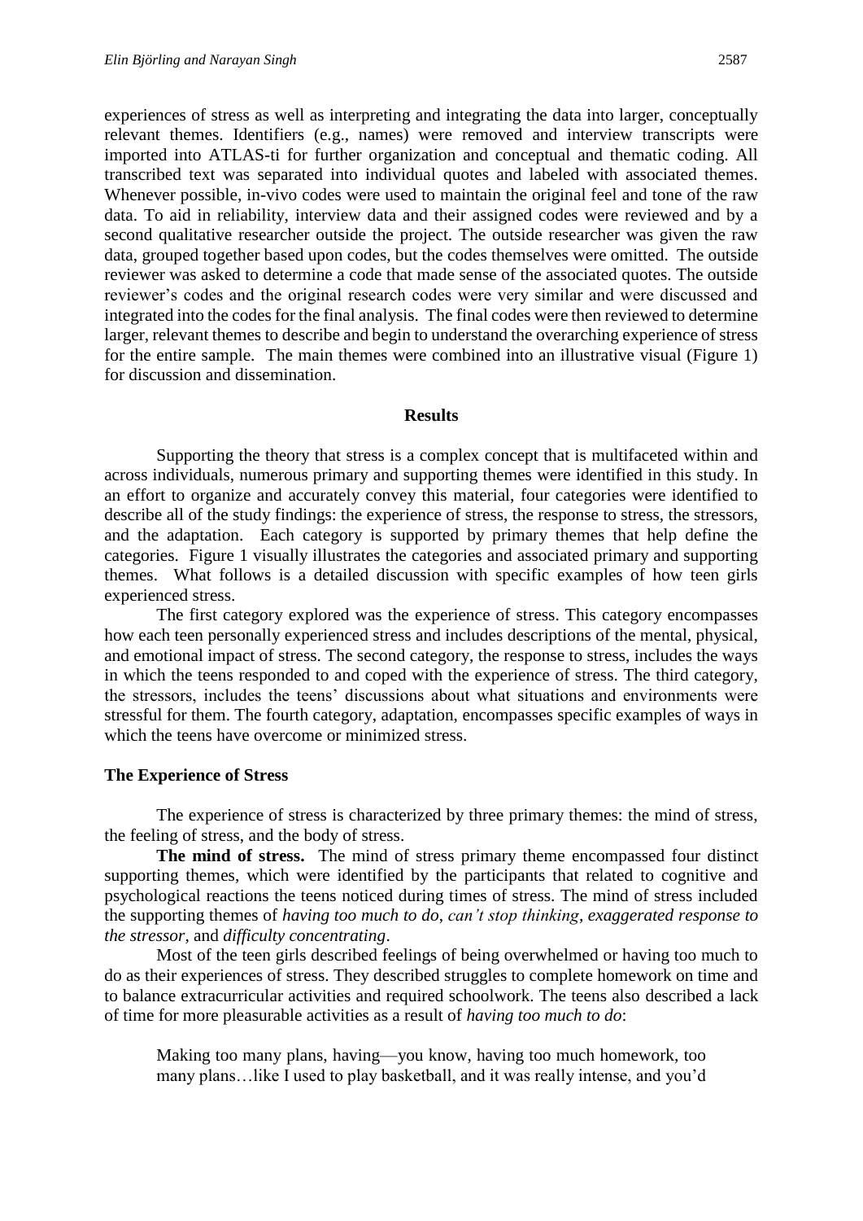experiences of stress as well as interpreting and integrating the data into larger, conceptually relevant themes. Identifiers (e.g., names) were removed and interview transcripts were imported into ATLAS-ti for further organization and conceptual and thematic coding. All transcribed text was separated into individual quotes and labeled with associated themes. Whenever possible, in-vivo codes were used to maintain the original feel and tone of the raw data. To aid in reliability, interview data and their assigned codes were reviewed and by a second qualitative researcher outside the project. The outside researcher was given the raw data, grouped together based upon codes, but the codes themselves were omitted. The outside reviewer was asked to determine a code that made sense of the associated quotes. The outside reviewer's codes and the original research codes were very similar and were discussed and integrated into the codes for the final analysis. The final codes were then reviewed to determine larger, relevant themes to describe and begin to understand the overarching experience of stress for the entire sample. The main themes were combined into an illustrative visual (Figure 1) for discussion and dissemination.

## Results

Supporting the theory that stress is a complex concept that is multifaceted within and across individuals, numerous primary and supporting themes were identified in this study. In an effort to organize and accurately convey this material, four categories were identified to describe all of the study findings: the experience of stress, the response to stress, the stressors, and the adaptation. Each category is supported by primary themes that help define the categories. Figure 1 visually illustrates the categories and associated primary and supporting themes. What follows is a detailed discussion with specific examples of how teen girls experienced stress.

The first category explored was the experience of stress. This category encompasses how each teen personally experienced stress and includes descriptions of the mental, physical, and emotional impact of stress. The second category, the response to stress, includes the ways in which the teens responded to and coped with the experience of stress. The third category, the stressors, includes the teens' discussions about what situations and environments were stressful for them. The fourth category, adaptation, encompasses specific examples of ways in which the teens have overcome or minimized stress.

### The Experience of Stress

The experience of stress is characterized by three primary themes: the mind of stress, the feeling of stress, and the body of stress.

**The mind of stress.** The mind of stress primary theme encompassed four distinct supporting themes, which were identified by the participants that related to cognitive and psychological reactions the teens noticed during times of stress. The mind of stress included the supporting themes of *having too much to do*, *can't stop thinking*, *exaggerated response to the stressor*, and *difficulty concentrating*.

Most of the teen girls described feelings of being overwhelmed or having too much to do as their experiences of stress. They described struggles to complete homework on time and to balance extracurricular activities and required schoolwork. The teens also described a lack of time for more pleasurable activities as a result of *having too much to do*:

> Making too many plans, having—you know, having too much homework, too many plans…like I used to play basketball, and it was really intense, and you'd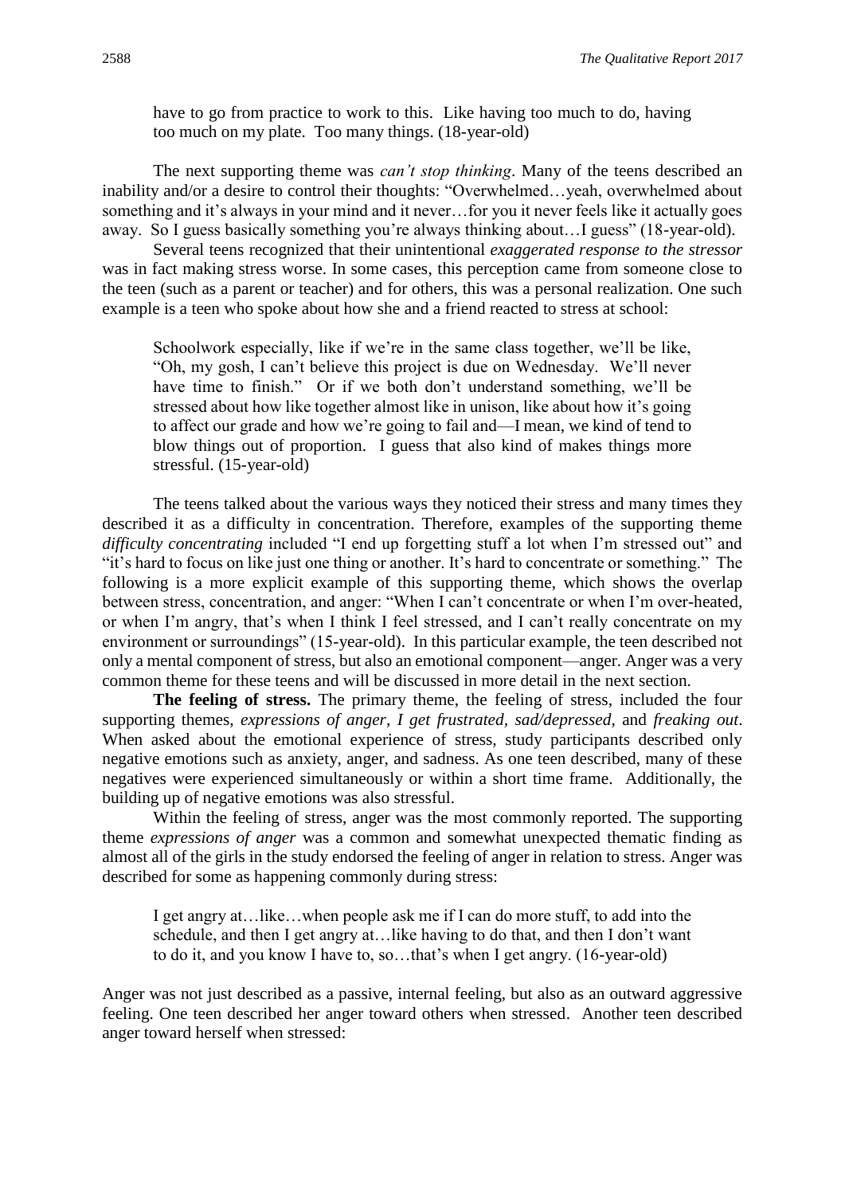> have to go from practice to work to this. Like having too much to do, having too much on my plate. Too many things. (18-year-old)

The next supporting theme was *can't stop thinking*. Many of the teens described an inability and/or a desire to control their thoughts: "Overwhelmed…yeah, overwhelmed about something and it's always in your mind and it never…for you it never feels like it actually goes away. So I guess basically something you're always thinking about…I guess" (18-year-old).

Several teens recognized that their unintentional *exaggerated response to the stressor* was in fact making stress worse. In some cases, this perception came from someone close to the teen (such as a parent or teacher) and for others, this was a personal realization. One such example is a teen who spoke about how she and a friend reacted to stress at school:

> Schoolwork especially, like if we're in the same class together, we'll be like, "Oh, my gosh, I can't believe this project is due on Wednesday. We'll never have time to finish." Or if we both don't understand something, we'll be stressed about how like together almost like in unison, like about how it's going to affect our grade and how we're going to fail and—I mean, we kind of tend to blow things out of proportion. I guess that also kind of makes things more stressful. (15-year-old)

The teens talked about the various ways they noticed their stress and many times they described it as a difficulty in concentration. Therefore, examples of the supporting theme *difficulty concentrating* included "I end up forgetting stuff a lot when I'm stressed out" and "it's hard to focus on like just one thing or another. It's hard to concentrate or something." The following is a more explicit example of this supporting theme, which shows the overlap between stress, concentration, and anger: "When I can't concentrate or when I'm over-heated, or when I'm angry, that's when I think I feel stressed, and I can't really concentrate on my environment or surroundings" (15-year-old). In this particular example, the teen described not only a mental component of stress, but also an emotional component—anger. Anger was a very common theme for these teens and will be discussed in more detail in the next section.

**The feeling of stress.** The primary theme, the feeling of stress, included the four supporting themes, *expressions of anger*, *I get frustrated*, *sad/depressed*, and *freaking out*. When asked about the emotional experience of stress, study participants described only negative emotions such as anxiety, anger, and sadness. As one teen described, many of these negatives were experienced simultaneously or within a short time frame. Additionally, the building up of negative emotions was also stressful.

Within the feeling of stress, anger was the most commonly reported. The supporting theme *expressions of anger* was a common and somewhat unexpected thematic finding as almost all of the girls in the study endorsed the feeling of anger in relation to stress. Anger was described for some as happening commonly during stress:

> I get angry at…like…when people ask me if I can do more stuff, to add into the schedule, and then I get angry at…like having to do that, and then I don't want to do it, and you know I have to, so…that's when I get angry. (16-year-old)

Anger was not just described as a passive, internal feeling, but also as an outward aggressive feeling. One teen described her anger toward others when stressed. Another teen described anger toward herself when stressed: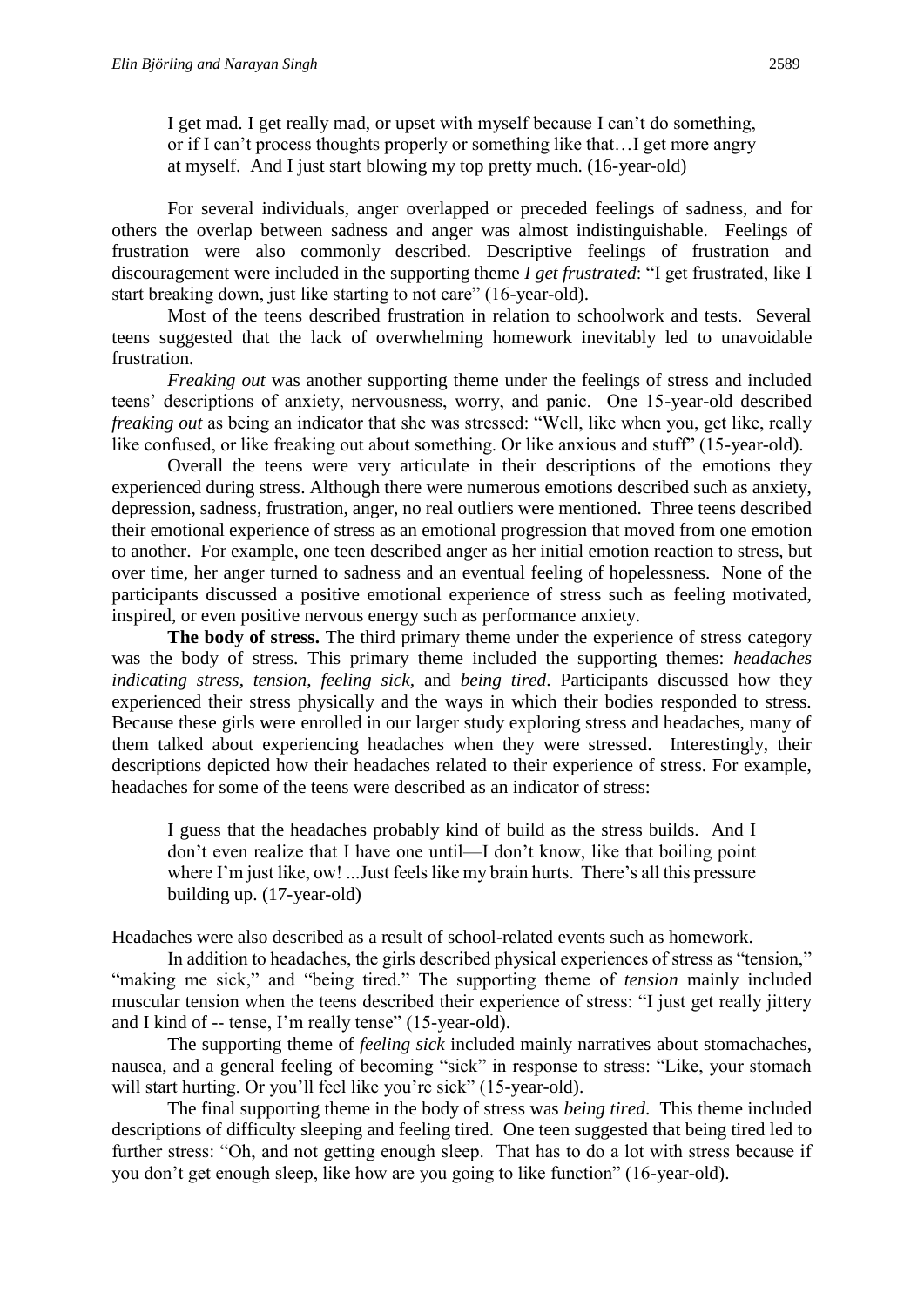> I get mad. I get really mad, or upset with myself because I can't do something, or if I can't process thoughts properly or something like that…I get more angry at myself. And I just start blowing my top pretty much. (16-year-old)

For several individuals, anger overlapped or preceded feelings of sadness, and for others the overlap between sadness and anger was almost indistinguishable. Feelings of frustration were also commonly described. Descriptive feelings of frustration and discouragement were included in the supporting theme *I get frustrated*: "I get frustrated, like I start breaking down, just like starting to not care" (16-year-old).

Most of the teens described frustration in relation to schoolwork and tests. Several teens suggested that the lack of overwhelming homework inevitably led to unavoidable frustration.

*Freaking out* was another supporting theme under the feelings of stress and included teens' descriptions of anxiety, nervousness, worry, and panic. One 15-year-old described *freaking out* as being an indicator that she was stressed: "Well, like when you, get like, really like confused, or like freaking out about something. Or like anxious and stuff" (15-year-old).

Overall the teens were very articulate in their descriptions of the emotions they experienced during stress. Although there were numerous emotions described such as anxiety, depression, sadness, frustration, anger, no real outliers were mentioned. Three teens described their emotional experience of stress as an emotional progression that moved from one emotion to another. For example, one teen described anger as her initial emotion reaction to stress, but over time, her anger turned to sadness and an eventual feeling of hopelessness. None of the participants discussed a positive emotional experience of stress such as feeling motivated, inspired, or even positive nervous energy such as performance anxiety.

**The body of stress.** The third primary theme under the experience of stress category was the body of stress. This primary theme included the supporting themes: *headaches indicating stress*, *tension*, *feeling sick*, and *being tired*. Participants discussed how they experienced their stress physically and the ways in which their bodies responded to stress. Because these girls were enrolled in our larger study exploring stress and headaches, many of them talked about experiencing headaches when they were stressed. Interestingly, their descriptions depicted how their headaches related to their experience of stress. For example, headaches for some of the teens were described as an indicator of stress:

> I guess that the headaches probably kind of build as the stress builds. And I don't even realize that I have one until—I don't know, like that boiling point where I'm just like, ow! ...Just feels like my brain hurts. There's all this pressure building up. (17-year-old)

Headaches were also described as a result of school-related events such as homework.

In addition to headaches, the girls described physical experiences of stress as "tension," "making me sick," and "being tired." The supporting theme of *tension* mainly included muscular tension when the teens described their experience of stress: "I just get really jittery and I kind of -- tense, I'm really tense" (15-year-old).

The supporting theme of *feeling sick* included mainly narratives about stomachaches, nausea, and a general feeling of becoming "sick" in response to stress: "Like, your stomach will start hurting. Or you'll feel like you're sick" (15-year-old).

The final supporting theme in the body of stress was *being tired*. This theme included descriptions of difficulty sleeping and feeling tired. One teen suggested that being tired led to further stress: "Oh, and not getting enough sleep. That has to do a lot with stress because if you don't get enough sleep, like how are you going to like function" (16-year-old).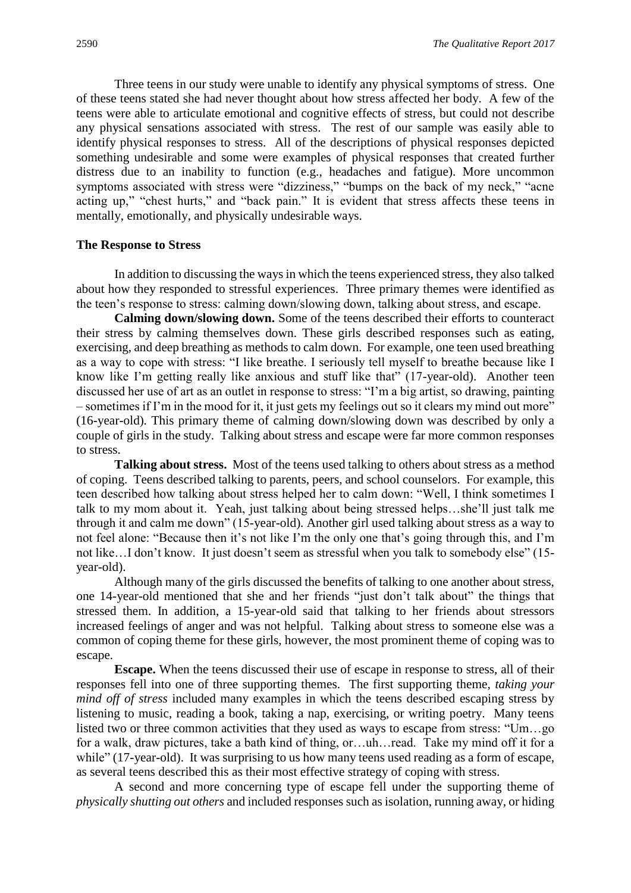Three teens in our study were unable to identify any physical symptoms of stress. One of these teens stated she had never thought about how stress affected her body. A few of the teens were able to articulate emotional and cognitive effects of stress, but could not describe any physical sensations associated with stress. The rest of our sample was easily able to identify physical responses to stress. All of the descriptions of physical responses depicted something undesirable and some were examples of physical responses that created further distress due to an inability to function (e.g., headaches and fatigue). More uncommon symptoms associated with stress were "dizziness," "bumps on the back of my neck," "acne acting up," "chest hurts," and "back pain." It is evident that stress affects these teens in mentally, emotionally, and physically undesirable ways.

### The Response to Stress

In addition to discussing the ways in which the teens experienced stress, they also talked about how they responded to stressful experiences. Three primary themes were identified as the teen's response to stress: calming down/slowing down, talking about stress, and escape.

**Calming down/slowing down.** Some of the teens described their efforts to counteract their stress by calming themselves down. These girls described responses such as eating, exercising, and deep breathing as methods to calm down. For example, one teen used breathing as a way to cope with stress: "I like breathe. I seriously tell myself to breathe because like I know like I'm getting really like anxious and stuff like that" (17-year-old). Another teen discussed her use of art as an outlet in response to stress: "I'm a big artist, so drawing, painting – sometimes if I'm in the mood for it, it just gets my feelings out so it clears my mind out more" (16-year-old). This primary theme of calming down/slowing down was described by only a couple of girls in the study. Talking about stress and escape were far more common responses to stress.

**Talking about stress.** Most of the teens used talking to others about stress as a method of coping. Teens described talking to parents, peers, and school counselors. For example, this teen described how talking about stress helped her to calm down: "Well, I think sometimes I talk to my mom about it. Yeah, just talking about being stressed helps…she'll just talk me through it and calm me down" (15-year-old). Another girl used talking about stress as a way to not feel alone: "Because then it's not like I'm the only one that's going through this, and I'm not like…I don't know. It just doesn't seem as stressful when you talk to somebody else" (15-year-old).

Although many of the girls discussed the benefits of talking to one another about stress, one 14-year-old mentioned that she and her friends "just don't talk about" the things that stressed them. In addition, a 15-year-old said that talking to her friends about stressors increased feelings of anger and was not helpful. Talking about stress to someone else was a common of coping theme for these girls, however, the most prominent theme of coping was to escape.

**Escape.** When the teens discussed their use of escape in response to stress, all of their responses fell into one of three supporting themes. The first supporting theme, *taking your mind off of stress* included many examples in which the teens described escaping stress by listening to music, reading a book, taking a nap, exercising, or writing poetry. Many teens listed two or three common activities that they used as ways to escape from stress: "Um…go for a walk, draw pictures, take a bath kind of thing, or…uh…read. Take my mind off it for a while" (17-year-old). It was surprising to us how many teens used reading as a form of escape, as several teens described this as their most effective strategy of coping with stress.

A second and more concerning type of escape fell under the supporting theme of *physically shutting out others* and included responses such as isolation, running away, or hiding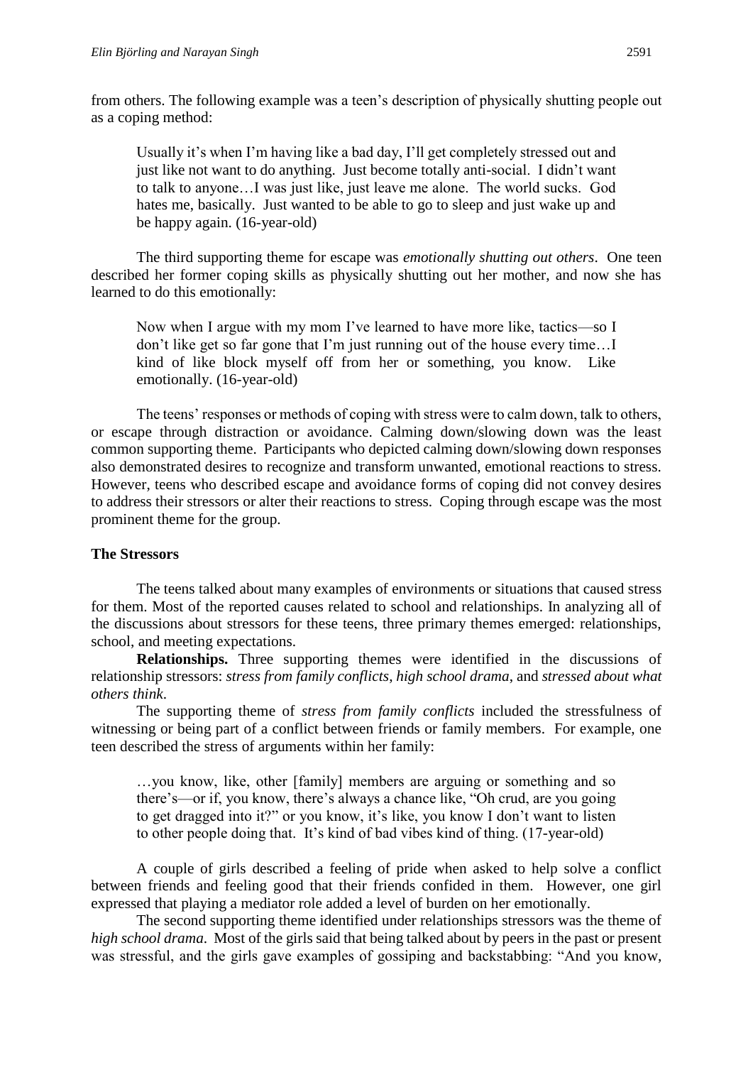from others. The following example was a teen's description of physically shutting people out as a coping method:

> Usually it's when I'm having like a bad day, I'll get completely stressed out and just like not want to do anything. Just become totally anti-social. I didn't want to talk to anyone…I was just like, just leave me alone. The world sucks. God hates me, basically. Just wanted to be able to go to sleep and just wake up and be happy again. (16-year-old)

The third supporting theme for escape was *emotionally shutting out others*. One teen described her former coping skills as physically shutting out her mother, and now she has learned to do this emotionally:

> Now when I argue with my mom I've learned to have more like, tactics—so I don't like get so far gone that I'm just running out of the house every time…I kind of like block myself off from her or something, you know. Like emotionally. (16-year-old)

The teens' responses or methods of coping with stress were to calm down, talk to others, or escape through distraction or avoidance. Calming down/slowing down was the least common supporting theme. Participants who depicted calming down/slowing down responses also demonstrated desires to recognize and transform unwanted, emotional reactions to stress. However, teens who described escape and avoidance forms of coping did not convey desires to address their stressors or alter their reactions to stress. Coping through escape was the most prominent theme for the group.

**The Stressors**

The teens talked about many examples of environments or situations that caused stress for them. Most of the reported causes related to school and relationships. In analyzing all of the discussions about stressors for these teens, three primary themes emerged: relationships, school, and meeting expectations.

**Relationships.** Three supporting themes were identified in the discussions of relationship stressors: *stress from family conflicts*, *high school drama*, and *stressed about what others think*.

The supporting theme of *stress from family conflicts* included the stressfulness of witnessing or being part of a conflict between friends or family members. For example, one teen described the stress of arguments within her family:

> …you know, like, other [family] members are arguing or something and so there's—or if, you know, there's always a chance like, "Oh crud, are you going to get dragged into it?" or you know, it's like, you know I don't want to listen to other people doing that. It's kind of bad vibes kind of thing. (17-year-old)

A couple of girls described a feeling of pride when asked to help solve a conflict between friends and feeling good that their friends confided in them. However, one girl expressed that playing a mediator role added a level of burden on her emotionally.

The second supporting theme identified under relationships stressors was the theme of *high school drama*. Most of the girls said that being talked about by peers in the past or present was stressful, and the girls gave examples of gossiping and backstabbing: "And you know,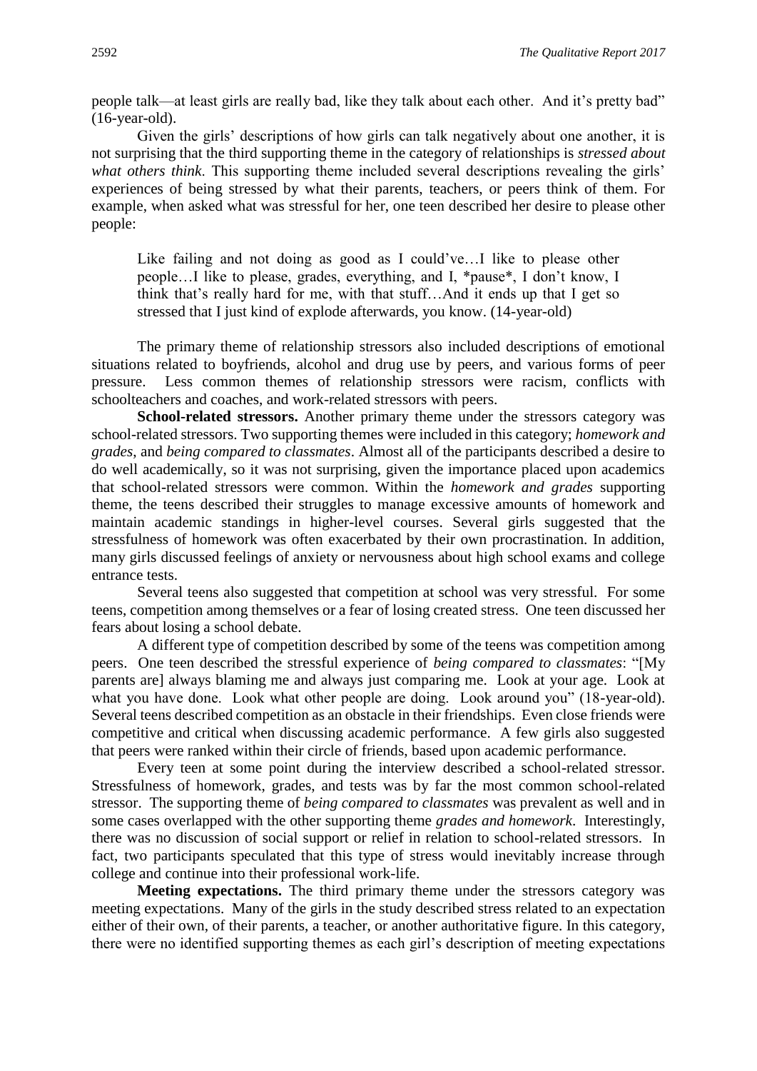people talk—at least girls are really bad, like they talk about each other. And it's pretty bad" (16-year-old).

Given the girls' descriptions of how girls can talk negatively about one another, it is not surprising that the third supporting theme in the category of relationships is *stressed about what others think*. This supporting theme included several descriptions revealing the girls' experiences of being stressed by what their parents, teachers, or peers think of them. For example, when asked what was stressful for her, one teen described her desire to please other people:

> Like failing and not doing as good as I could've…I like to please other people…I like to please, grades, everything, and I, *pause*, I don't know, I think that's really hard for me, with that stuff…And it ends up that I get so stressed that I just kind of explode afterwards, you know. (14-year-old)

The primary theme of relationship stressors also included descriptions of emotional situations related to boyfriends, alcohol and drug use by peers, and various forms of peer pressure. Less common themes of relationship stressors were racism, conflicts with schoolteachers and coaches, and work-related stressors with peers.

**School-related stressors.** Another primary theme under the stressors category was school-related stressors. Two supporting themes were included in this category; *homework and grades*, and *being compared to classmates*. Almost all of the participants described a desire to do well academically, so it was not surprising, given the importance placed upon academics that school-related stressors were common. Within the *homework and grades* supporting theme, the teens described their struggles to manage excessive amounts of homework and maintain academic standings in higher-level courses. Several girls suggested that the stressfulness of homework was often exacerbated by their own procrastination. In addition, many girls discussed feelings of anxiety or nervousness about high school exams and college entrance tests.

Several teens also suggested that competition at school was very stressful. For some teens, competition among themselves or a fear of losing created stress. One teen discussed her fears about losing a school debate.

A different type of competition described by some of the teens was competition among peers. One teen described the stressful experience of *being compared to classmates*: "[My parents are] always blaming me and always just comparing me. Look at your age. Look at what you have done. Look what other people are doing. Look around you" (18-year-old). Several teens described competition as an obstacle in their friendships. Even close friends were competitive and critical when discussing academic performance. A few girls also suggested that peers were ranked within their circle of friends, based upon academic performance.

Every teen at some point during the interview described a school-related stressor. Stressfulness of homework, grades, and tests was by far the most common school-related stressor. The supporting theme of *being compared to classmates* was prevalent as well and in some cases overlapped with the other supporting theme *grades and homework*. Interestingly, there was no discussion of social support or relief in relation to school-related stressors. In fact, two participants speculated that this type of stress would inevitably increase through college and continue into their professional work-life.

**Meeting expectations.** The third primary theme under the stressors category was meeting expectations. Many of the girls in the study described stress related to an expectation either of their own, of their parents, a teacher, or another authoritative figure. In this category, there were no identified supporting themes as each girl's description of meeting expectations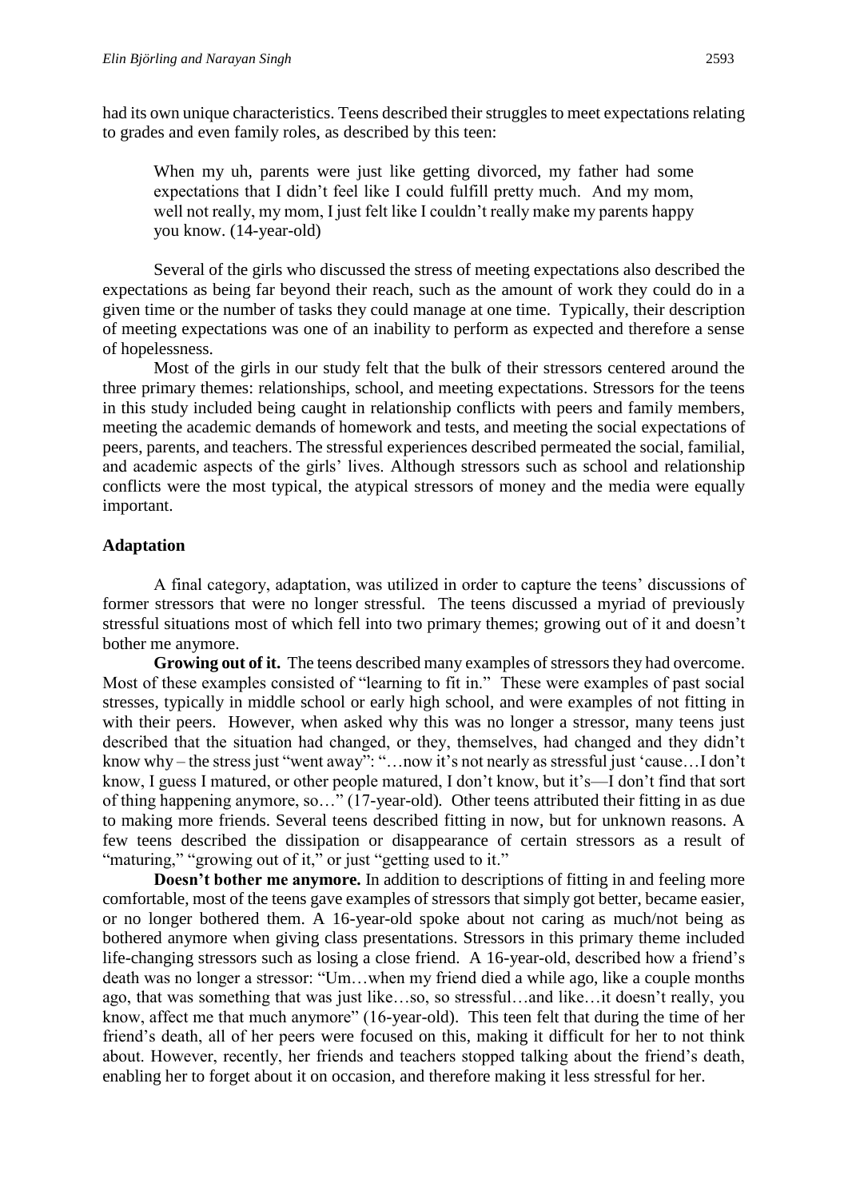had its own unique characteristics. Teens described their struggles to meet expectations relating to grades and even family roles, as described by this teen:

> When my uh, parents were just like getting divorced, my father had some expectations that I didn't feel like I could fulfill pretty much. And my mom, well not really, my mom, I just felt like I couldn't really make my parents happy you know. (14-year-old)

Several of the girls who discussed the stress of meeting expectations also described the expectations as being far beyond their reach, such as the amount of work they could do in a given time or the number of tasks they could manage at one time. Typically, their description of meeting expectations was one of an inability to perform as expected and therefore a sense of hopelessness.

Most of the girls in our study felt that the bulk of their stressors centered around the three primary themes: relationships, school, and meeting expectations. Stressors for the teens in this study included being caught in relationship conflicts with peers and family members, meeting the academic demands of homework and tests, and meeting the social expectations of peers, parents, and teachers. The stressful experiences described permeated the social, familial, and academic aspects of the girls' lives. Although stressors such as school and relationship conflicts were the most typical, the atypical stressors of money and the media were equally important.

## Adaptation

A final category, adaptation, was utilized in order to capture the teens' discussions of former stressors that were no longer stressful. The teens discussed a myriad of previously stressful situations most of which fell into two primary themes; growing out of it and doesn't bother me anymore.

**Growing out of it.** The teens described many examples of stressors they had overcome. Most of these examples consisted of "learning to fit in." These were examples of past social stresses, typically in middle school or early high school, and were examples of not fitting in with their peers. However, when asked why this was no longer a stressor, many teens just described that the situation had changed, or they, themselves, had changed and they didn't know why – the stress just "went away": "…now it's not nearly as stressful just 'cause…I don't know, I guess I matured, or other people matured, I don't know, but it's—I don't find that sort of thing happening anymore, so…" (17-year-old). Other teens attributed their fitting in as due to making more friends. Several teens described fitting in now, but for unknown reasons. A few teens described the dissipation or disappearance of certain stressors as a result of "maturing," "growing out of it," or just "getting used to it."

**Doesn't bother me anymore.** In addition to descriptions of fitting in and feeling more comfortable, most of the teens gave examples of stressors that simply got better, became easier, or no longer bothered them. A 16-year-old spoke about not caring as much/not being as bothered anymore when giving class presentations. Stressors in this primary theme included life-changing stressors such as losing a close friend. A 16-year-old, described how a friend's death was no longer a stressor: "Um…when my friend died a while ago, like a couple months ago, that was something that was just like…so, so stressful…and like…it doesn't really, you know, affect me that much anymore" (16-year-old). This teen felt that during the time of her friend's death, all of her peers were focused on this, making it difficult for her to not think about. However, recently, her friends and teachers stopped talking about the friend's death, enabling her to forget about it on occasion, and therefore making it less stressful for her.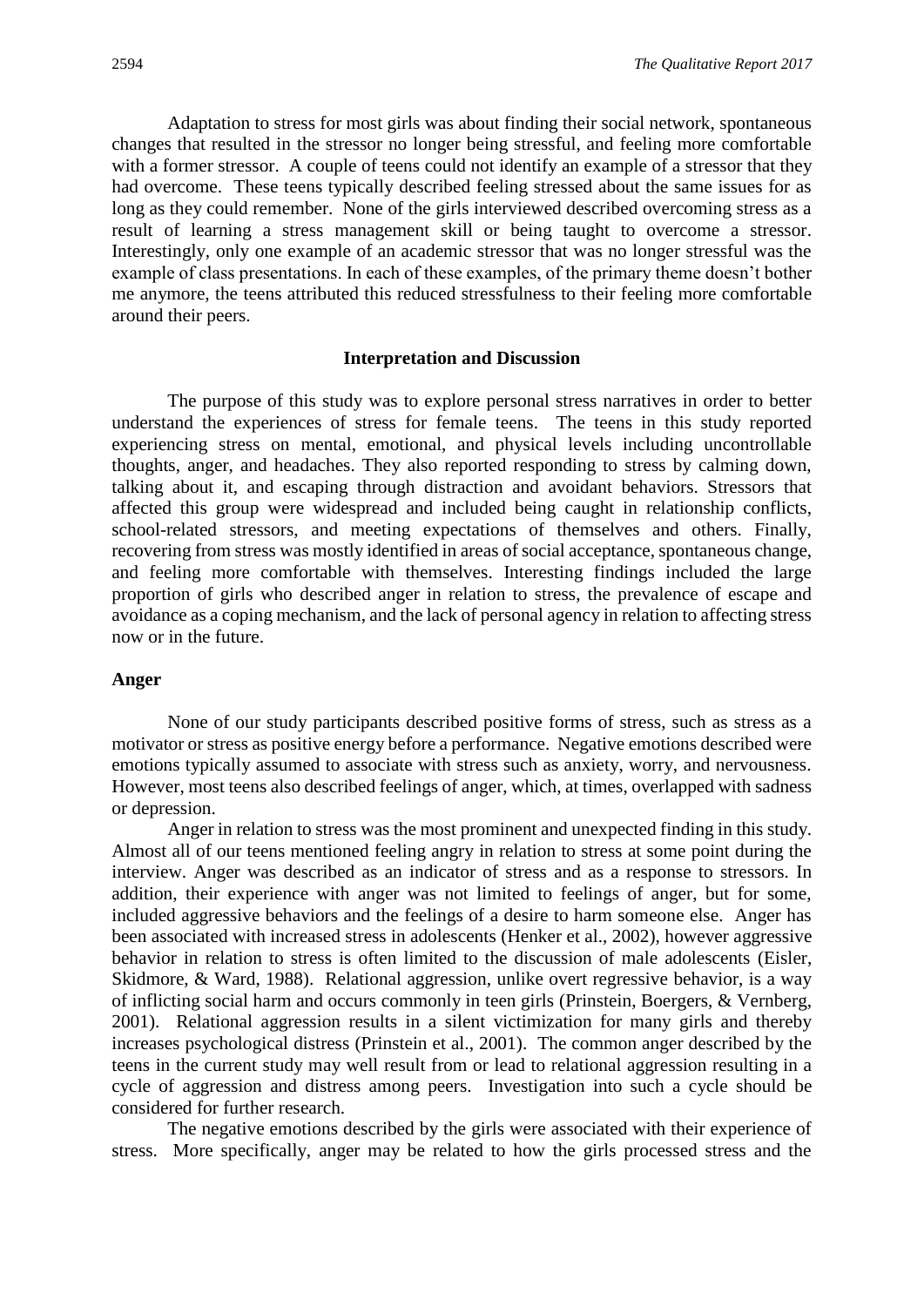Adaptation to stress for most girls was about finding their social network, spontaneous changes that resulted in the stressor no longer being stressful, and feeling more comfortable with a former stressor. A couple of teens could not identify an example of a stressor that they had overcome. These teens typically described feeling stressed about the same issues for as long as they could remember. None of the girls interviewed described overcoming stress as a result of learning a stress management skill or being taught to overcome a stressor. Interestingly, only one example of an academic stressor that was no longer stressful was the example of class presentations. In each of these examples, of the primary theme doesn't bother me anymore, the teens attributed this reduced stressfulness to their feeling more comfortable around their peers.

## Interpretation and Discussion

The purpose of this study was to explore personal stress narratives in order to better understand the experiences of stress for female teens. The teens in this study reported experiencing stress on mental, emotional, and physical levels including uncontrollable thoughts, anger, and headaches. They also reported responding to stress by calming down, talking about it, and escaping through distraction and avoidant behaviors. Stressors that affected this group were widespread and included being caught in relationship conflicts, school-related stressors, and meeting expectations of themselves and others. Finally, recovering from stress was mostly identified in areas of social acceptance, spontaneous change, and feeling more comfortable with themselves. Interesting findings included the large proportion of girls who described anger in relation to stress, the prevalence of escape and avoidance as a coping mechanism, and the lack of personal agency in relation to affecting stress now or in the future.

### Anger

None of our study participants described positive forms of stress, such as stress as a motivator or stress as positive energy before a performance. Negative emotions described were emotions typically assumed to associate with stress such as anxiety, worry, and nervousness. However, most teens also described feelings of anger, which, at times, overlapped with sadness or depression.

Anger in relation to stress was the most prominent and unexpected finding in this study. Almost all of our teens mentioned feeling angry in relation to stress at some point during the interview. Anger was described as an indicator of stress and as a response to stressors. In addition, their experience with anger was not limited to feelings of anger, but for some, included aggressive behaviors and the feelings of a desire to harm someone else. Anger has been associated with increased stress in adolescents (Henker et al., 2002), however aggressive behavior in relation to stress is often limited to the discussion of male adolescents (Eisler, Skidmore, & Ward, 1988). Relational aggression, unlike overt regressive behavior, is a way of inflicting social harm and occurs commonly in teen girls (Prinstein, Boergers, & Vernberg, 2001). Relational aggression results in a silent victimization for many girls and thereby increases psychological distress (Prinstein et al., 2001). The common anger described by the teens in the current study may well result from or lead to relational aggression resulting in a cycle of aggression and distress among peers. Investigation into such a cycle should be considered for further research.

The negative emotions described by the girls were associated with their experience of stress. More specifically, anger may be related to how the girls processed stress and the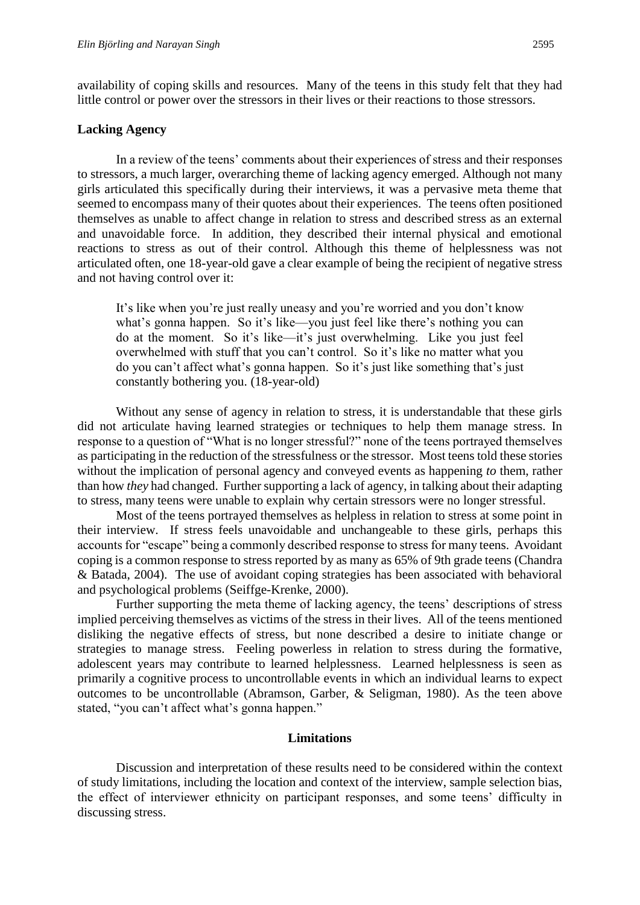availability of coping skills and resources. Many of the teens in this study felt that they had little control or power over the stressors in their lives or their reactions to those stressors.

**Lacking Agency**

In a review of the teens' comments about their experiences of stress and their responses to stressors, a much larger, overarching theme of lacking agency emerged. Although not many girls articulated this specifically during their interviews, it was a pervasive meta theme that seemed to encompass many of their quotes about their experiences. The teens often positioned themselves as unable to affect change in relation to stress and described stress as an external and unavoidable force. In addition, they described their internal physical and emotional reactions to stress as out of their control. Although this theme of helplessness was not articulated often, one 18-year-old gave a clear example of being the recipient of negative stress and not having control over it:

> It's like when you're just really uneasy and you're worried and you don't know what's gonna happen. So it's like—you just feel like there's nothing you can do at the moment. So it's like—it's just overwhelming. Like you just feel overwhelmed with stuff that you can't control. So it's like no matter what you do you can't affect what's gonna happen. So it's just like something that's just constantly bothering you. (18-year-old)

Without any sense of agency in relation to stress, it is understandable that these girls did not articulate having learned strategies or techniques to help them manage stress. In response to a question of "What is no longer stressful?" none of the teens portrayed themselves as participating in the reduction of the stressfulness or the stressor. Most teens told these stories without the implication of personal agency and conveyed events as happening *to* them, rather than how *they* had changed. Further supporting a lack of agency, in talking about their adapting to stress, many teens were unable to explain why certain stressors were no longer stressful.

Most of the teens portrayed themselves as helpless in relation to stress at some point in their interview. If stress feels unavoidable and unchangeable to these girls, perhaps this accounts for "escape" being a commonly described response to stress for many teens. Avoidant coping is a common response to stress reported by as many as 65% of 9th grade teens (Chandra & Batada, 2004). The use of avoidant coping strategies has been associated with behavioral and psychological problems (Seiffge-Krenke, 2000).

Further supporting the meta theme of lacking agency, the teens' descriptions of stress implied perceiving themselves as victims of the stress in their lives. All of the teens mentioned disliking the negative effects of stress, but none described a desire to initiate change or strategies to manage stress. Feeling powerless in relation to stress during the formative, adolescent years may contribute to learned helplessness. Learned helplessness is seen as primarily a cognitive process to uncontrollable events in which an individual learns to expect outcomes to be uncontrollable (Abramson, Garber, & Seligman, 1980). As the teen above stated, "you can't affect what's gonna happen."

## Limitations

Discussion and interpretation of these results need to be considered within the context of study limitations, including the location and context of the interview, sample selection bias, the effect of interviewer ethnicity on participant responses, and some teens' difficulty in discussing stress.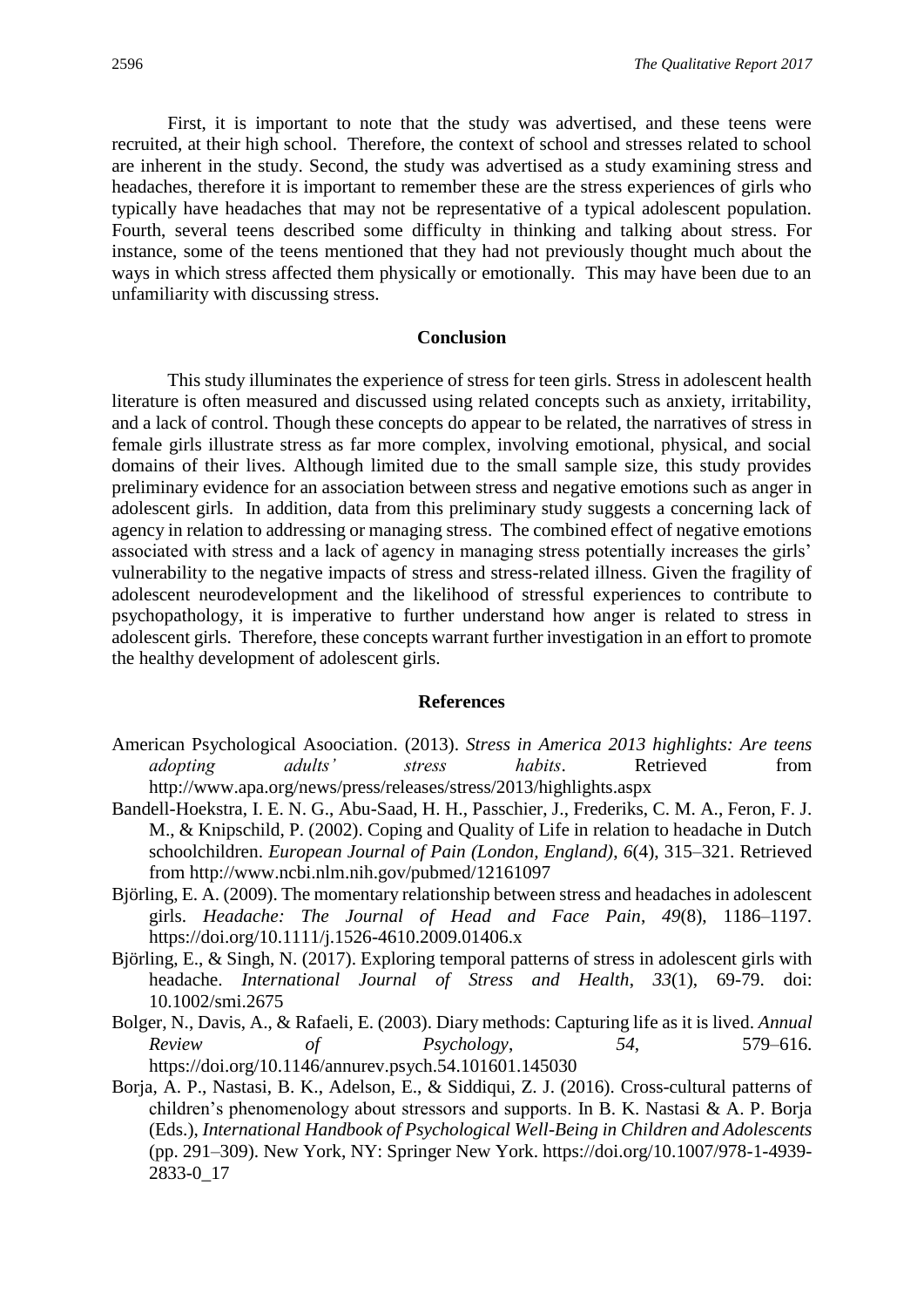First, it is important to note that the study was advertised, and these teens were recruited, at their high school. Therefore, the context of school and stresses related to school are inherent in the study. Second, the study was advertised as a study examining stress and headaches, therefore it is important to remember these are the stress experiences of girls who typically have headaches that may not be representative of a typical adolescent population. Fourth, several teens described some difficulty in thinking and talking about stress. For instance, some of the teens mentioned that they had not previously thought much about the ways in which stress affected them physically or emotionally. This may have been due to an unfamiliarity with discussing stress.

## Conclusion

This study illuminates the experience of stress for teen girls. Stress in adolescent health literature is often measured and discussed using related concepts such as anxiety, irritability, and a lack of control. Though these concepts do appear to be related, the narratives of stress in female girls illustrate stress as far more complex, involving emotional, physical, and social domains of their lives. Although limited due to the small sample size, this study provides preliminary evidence for an association between stress and negative emotions such as anger in adolescent girls. In addition, data from this preliminary study suggests a concerning lack of agency in relation to addressing or managing stress. The combined effect of negative emotions associated with stress and a lack of agency in managing stress potentially increases the girls' vulnerability to the negative impacts of stress and stress-related illness. Given the fragility of adolescent neurodevelopment and the likelihood of stressful experiences to contribute to psychopathology, it is imperative to further understand how anger is related to stress in adolescent girls. Therefore, these concepts warrant further investigation in an effort to promote the healthy development of adolescent girls.

## References

American Psychological Asoociation. (2013). *Stress in America 2013 highlights: Are teens adopting adults' stress habits*. Retrieved from http://www.apa.org/news/press/releases/stress/2013/highlights.aspx

Bandell-Hoekstra, I. E. N. G., Abu-Saad, H. H., Passchier, J., Frederiks, C. M. A., Feron, F. J. M., & Knipschild, P. (2002). Coping and Quality of Life in relation to headache in Dutch schoolchildren. *European Journal of Pain (London, England)*, *6*(4), 315–321. Retrieved from http://www.ncbi.nlm.nih.gov/pubmed/12161097

Björling, E. A. (2009). The momentary relationship between stress and headaches in adolescent girls. *Headache: The Journal of Head and Face Pain*, *49*(8), 1186–1197. https://doi.org/10.1111/j.1526-4610.2009.01406.x

Björling, E., & Singh, N. (2017). Exploring temporal patterns of stress in adolescent girls with headache. *International Journal of Stress and Health*, *33*(1), 69-79. doi: 10.1002/smi.2675

Bolger, N., Davis, A., & Rafaeli, E. (2003). Diary methods: Capturing life as it is lived. *Annual Review of Psychology*, *54*, 579–616. https://doi.org/10.1146/annurev.psych.54.101601.145030

Borja, A. P., Nastasi, B. K., Adelson, E., & Siddiqui, Z. J. (2016). Cross-cultural patterns of children's phenomenology about stressors and supports. In B. K. Nastasi & A. P. Borja (Eds.), *International Handbook of Psychological Well-Being in Children and Adolescents* (pp. 291–309). New York, NY: Springer New York. https://doi.org/10.1007/978-1-4939-2833-0_17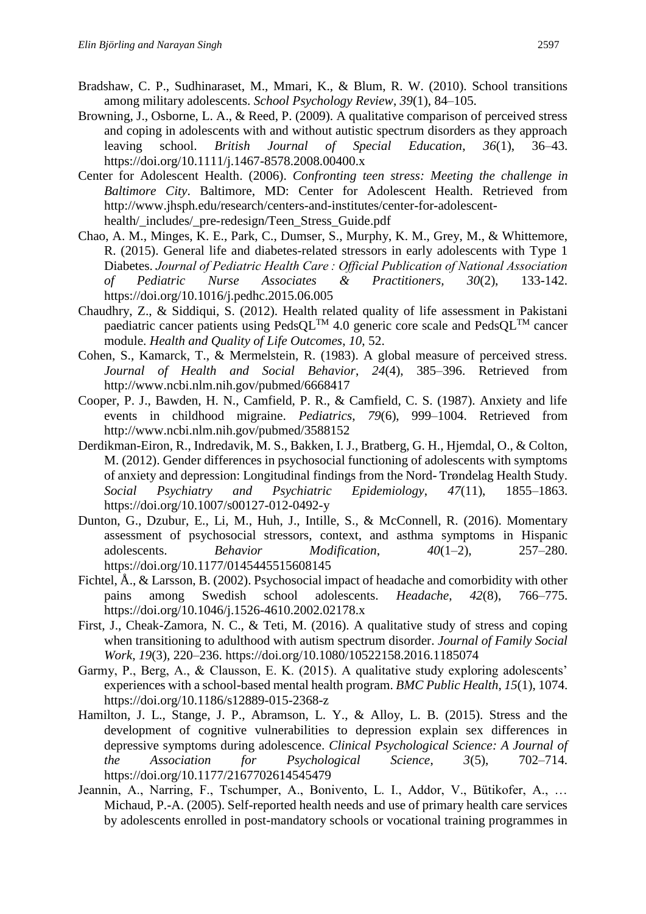Bradshaw, C. P., Sudhinaraset, M., Mmari, K., & Blum, R. W. (2010). School transitions among military adolescents. *School Psychology Review*, *39*(1), 84–105.

Browning, J., Osborne, L. A., & Reed, P. (2009). A qualitative comparison of perceived stress and coping in adolescents with and without autistic spectrum disorders as they approach leaving school. *British Journal of Special Education*, *36*(1), 36–43. https://doi.org/10.1111/j.1467-8578.2008.00400.x

Center for Adolescent Health. (2006). *Confronting teen stress: Meeting the challenge in Baltimore City*. Baltimore, MD: Center for Adolescent Health. Retrieved from http://www.jhsph.edu/research/centers-and-institutes/center-for-adolescent-health/_includes/_pre-redesign/Teen_Stress_Guide.pdf

Chao, A. M., Minges, K. E., Park, C., Dumser, S., Murphy, K. M., Grey, M., & Whittemore, R. (2015). General life and diabetes-related stressors in early adolescents with Type 1 Diabetes. *Journal of Pediatric Health Care : Official Publication of National Association of Pediatric Nurse Associates & Practitioners, 30*(2), 133-142. https://doi.org/10.1016/j.pedhc.2015.06.005

Chaudhry, Z., & Siddiqui, S. (2012). Health related quality of life assessment in Pakistani paediatric cancer patients using PedsQL™ 4.0 generic core scale and PedsQL™ cancer module. *Health and Quality of Life Outcomes*, *10*, 52.

Cohen, S., Kamarck, T., & Mermelstein, R. (1983). A global measure of perceived stress. *Journal of Health and Social Behavior*, *24*(4), 385–396. Retrieved from http://www.ncbi.nlm.nih.gov/pubmed/6668417

Cooper, P. J., Bawden, H. N., Camfield, P. R., & Camfield, C. S. (1987). Anxiety and life events in childhood migraine. *Pediatrics*, *79*(6), 999–1004. Retrieved from http://www.ncbi.nlm.nih.gov/pubmed/3588152

Derdikman-Eiron, R., Indredavik, M. S., Bakken, I. J., Bratberg, G. H., Hjemdal, O., & Colton, M. (2012). Gender differences in psychosocial functioning of adolescents with symptoms of anxiety and depression: Longitudinal findings from the Nord- Trøndelag Health Study. *Social Psychiatry and Psychiatric Epidemiology*, *47*(11), 1855–1863. https://doi.org/10.1007/s00127-012-0492-y

Dunton, G., Dzubur, E., Li, M., Huh, J., Intille, S., & McConnell, R. (2016). Momentary assessment of psychosocial stressors, context, and asthma symptoms in Hispanic adolescents. *Behavior Modification*, *40*(1–2), 257–280. https://doi.org/10.1177/0145445515608145

Fichtel, Å., & Larsson, B. (2002). Psychosocial impact of headache and comorbidity with other pains among Swedish school adolescents. *Headache*, *42*(8), 766–775. https://doi.org/10.1046/j.1526-4610.2002.02178.x

First, J., Cheak-Zamora, N. C., & Teti, M. (2016). A qualitative study of stress and coping when transitioning to adulthood with autism spectrum disorder. *Journal of Family Social Work*, *19*(3), 220–236. https://doi.org/10.1080/10522158.2016.1185074

Garmy, P., Berg, A., & Clausson, E. K. (2015). A qualitative study exploring adolescents' experiences with a school-based mental health program. *BMC Public Health*, *15*(1), 1074. https://doi.org/10.1186/s12889-015-2368-z

Hamilton, J. L., Stange, J. P., Abramson, L. Y., & Alloy, L. B. (2015). Stress and the development of cognitive vulnerabilities to depression explain sex differences in depressive symptoms during adolescence. *Clinical Psychological Science: A Journal of the Association for Psychological Science*, *3*(5), 702–714. https://doi.org/10.1177/2167702614545479

Jeannin, A., Narring, F., Tschumper, A., Bonivento, L. I., Addor, V., Bütikofer, A., … Michaud, P.-A. (2005). Self-reported health needs and use of primary health care services by adolescents enrolled in post-mandatory schools or vocational training programmes in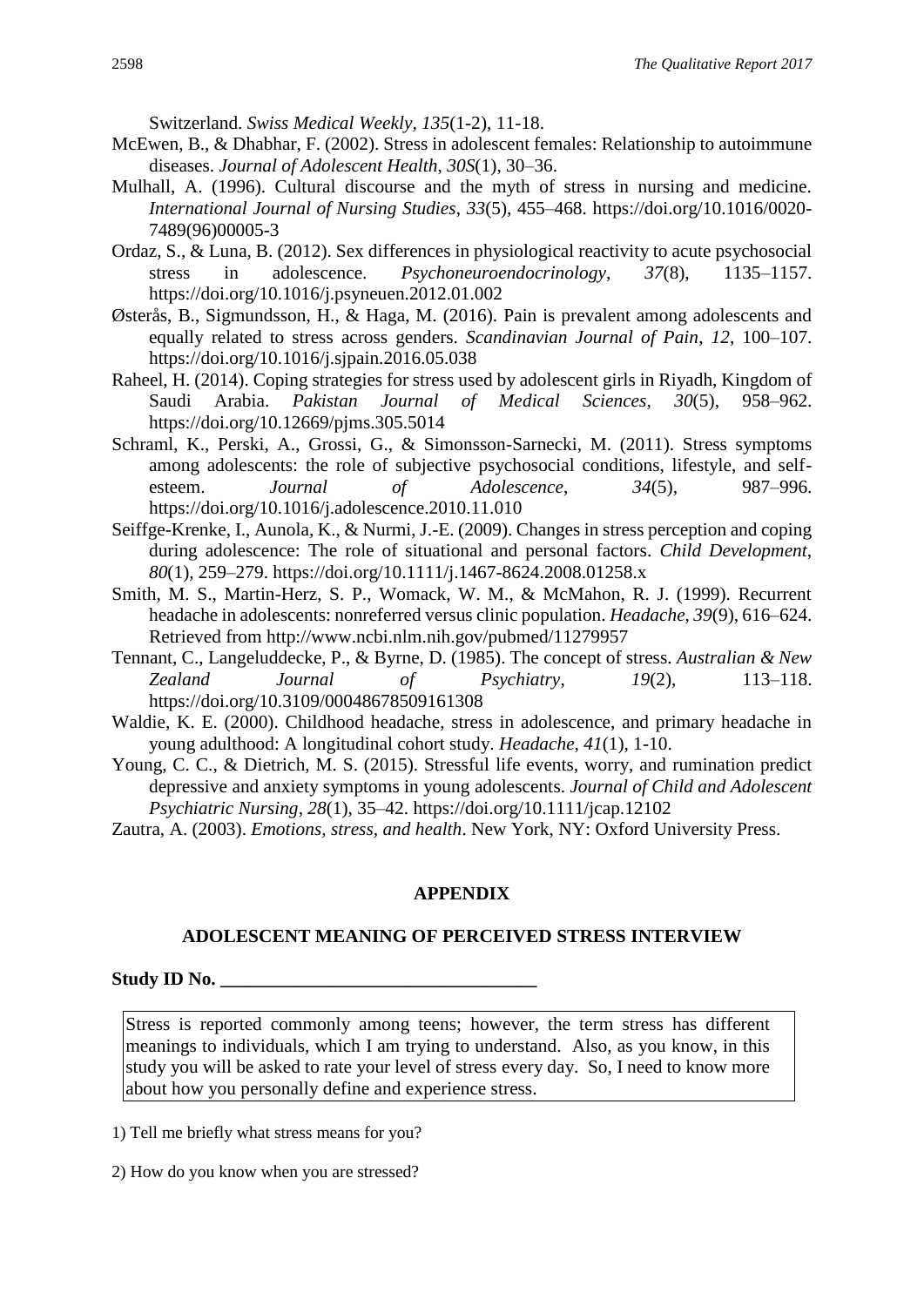Switzerland. *Swiss Medical Weekly*, *135*(1-2), 11-18.

McEwen, B., & Dhabhar, F. (2002). Stress in adolescent females: Relationship to autoimmune diseases. *Journal of Adolescent Health*, *30S*(1), 30–36.

Mulhall, A. (1996). Cultural discourse and the myth of stress in nursing and medicine. *International Journal of Nursing Studies*, *33*(5), 455–468. https://doi.org/10.1016/0020-7489(96)00005-3

Ordaz, S., & Luna, B. (2012). Sex differences in physiological reactivity to acute psychosocial stress in adolescence. *Psychoneuroendocrinology*, *37*(8), 1135–1157. https://doi.org/10.1016/j.psyneuen.2012.01.002

Østerås, B., Sigmundsson, H., & Haga, M. (2016). Pain is prevalent among adolescents and equally related to stress across genders. *Scandinavian Journal of Pain*, *12*, 100–107. https://doi.org/10.1016/j.sjpain.2016.05.038

Raheel, H. (2014). Coping strategies for stress used by adolescent girls in Riyadh, Kingdom of Saudi Arabia. *Pakistan Journal of Medical Sciences*, *30*(5), 958–962. https://doi.org/10.12669/pjms.305.5014

Schraml, K., Perski, A., Grossi, G., & Simonsson-Sarnecki, M. (2011). Stress symptoms among adolescents: the role of subjective psychosocial conditions, lifestyle, and self-esteem. *Journal of Adolescence*, *34*(5), 987–996. https://doi.org/10.1016/j.adolescence.2010.11.010

Seiffge-Krenke, I., Aunola, K., & Nurmi, J.-E. (2009). Changes in stress perception and coping during adolescence: The role of situational and personal factors. *Child Development*, *80*(1), 259–279. https://doi.org/10.1111/j.1467-8624.2008.01258.x

Smith, M. S., Martin-Herz, S. P., Womack, W. M., & McMahon, R. J. (1999). Recurrent headache in adolescents: nonreferred versus clinic population. *Headache*, *39*(9), 616–624. Retrieved from http://www.ncbi.nlm.nih.gov/pubmed/11279957

Tennant, C., Langeluddecke, P., & Byrne, D. (1985). The concept of stress. *Australian & New Zealand Journal of Psychiatry*, *19*(2), 113–118. https://doi.org/10.3109/00048678509161308

Waldie, K. E. (2000). Childhood headache, stress in adolescence, and primary headache in young adulthood: A longitudinal cohort study. *Headache*, *41*(1), 1-10.

Young, C. C., & Dietrich, M. S. (2015). Stressful life events, worry, and rumination predict depressive and anxiety symptoms in young adolescents. *Journal of Child and Adolescent Psychiatric Nursing*, *28*(1), 35–42. https://doi.org/10.1111/jcap.12102

Zautra, A. (2003). *Emotions, stress, and health*. New York, NY: Oxford University Press.

## APPENDIX

### ADOLESCENT MEANING OF PERCEIVED STRESS INTERVIEW

**Study ID No. ________________________________**

Stress is reported commonly among teens; however, the term stress has different meanings to individuals, which I am trying to understand. Also, as you know, in this study you will be asked to rate your level of stress every day. So, I need to know more about how you personally define and experience stress.

1) Tell me briefly what stress means for you?

2) How do you know when you are stressed?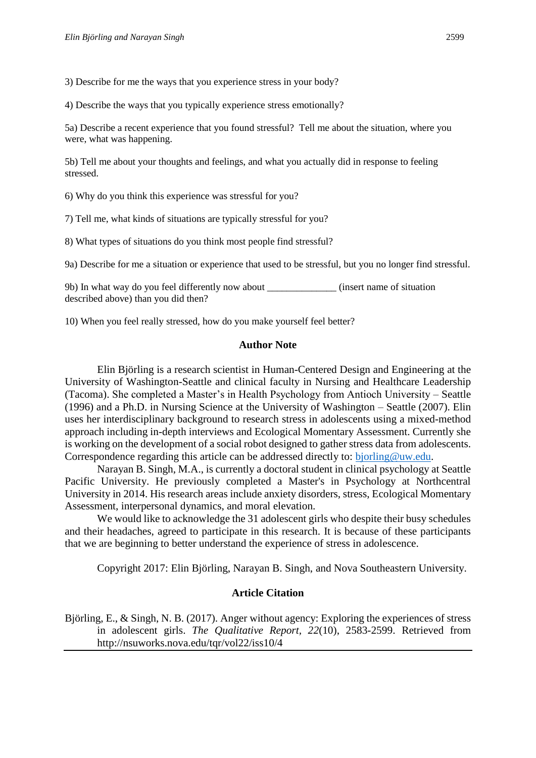3) Describe for me the ways that you experience stress in your body?

4) Describe the ways that you typically experience stress emotionally?

5a) Describe a recent experience that you found stressful? Tell me about the situation, where you were, what was happening.

5b) Tell me about your thoughts and feelings, and what you actually did in response to feeling stressed.

6) Why do you think this experience was stressful for you?

7) Tell me, what kinds of situations are typically stressful for you?

8) What types of situations do you think most people find stressful?

9a) Describe for me a situation or experience that used to be stressful, but you no longer find stressful.

9b) In what way do you feel differently now about _____________ (insert name of situation described above) than you did then?

10) When you feel really stressed, how do you make yourself feel better?

## Author Note

Elin Björling is a research scientist in Human-Centered Design and Engineering at the University of Washington-Seattle and clinical faculty in Nursing and Healthcare Leadership (Tacoma). She completed a Master's in Health Psychology from Antioch University – Seattle (1996) and a Ph.D. in Nursing Science at the University of Washington – Seattle (2007). Elin uses her interdisciplinary background to research stress in adolescents using a mixed-method approach including in-depth interviews and Ecological Momentary Assessment. Currently she is working on the development of a social robot designed to gather stress data from adolescents. Correspondence regarding this article can be addressed directly to: bjorling@uw.edu.

Narayan B. Singh, M.A., is currently a doctoral student in clinical psychology at Seattle Pacific University. He previously completed a Master's in Psychology at Northcentral University in 2014. His research areas include anxiety disorders, stress, Ecological Momentary Assessment, interpersonal dynamics, and moral elevation.

We would like to acknowledge the 31 adolescent girls who despite their busy schedules and their headaches, agreed to participate in this research. It is because of these participants that we are beginning to better understand the experience of stress in adolescence.

Copyright 2017: Elin Björling, Narayan B. Singh, and Nova Southeastern University.

## Article Citation

Björling, E., & Singh, N. B. (2017). Anger without agency: Exploring the experiences of stress in adolescent girls. *The Qualitative Report*, *22*(10), 2583-2599. Retrieved from http://nsuworks.nova.edu/tqr/vol22/iss10/4